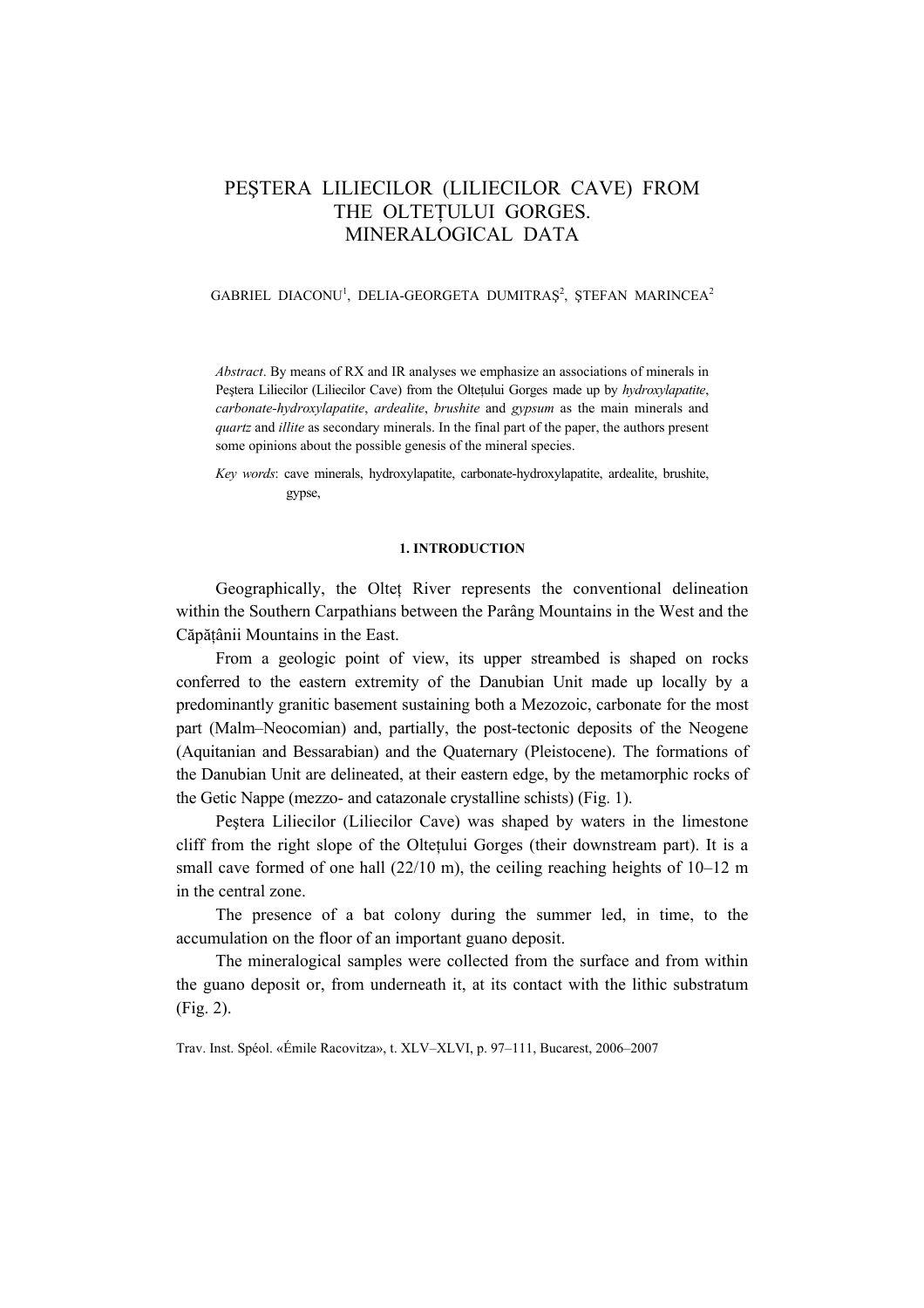# PEŞTERA LILIECILOR (LILIECILOR CAVE) FROM THE OLTEŢULUI GORGES. MINERALOGICAL DATA

GABRIEL DIACONU[1], DELIA-GEORGETA DUMITRAŞ[2], ŞTEFAN MARINCEA[2]

*Abstract*. By means of RX and IR analyses we emphasize an associations of minerals in Peştera Liliecilor (Liliecilor Cave) from the Olteţului Gorges made up by *hydroxylapatite*, *carbonate-hydroxylapatite*, *ardealite*, *brushite* and *gypsum* as the main minerals and *quartz* and *illite* as secondary minerals. In the final part of the paper, the authors present some opinions about the possible genesis of the mineral species.

*Key words*: cave minerals, hydroxylapatite, carbonate-hydroxylapatite, ardealite, brushite, gypse,

## 1. INTRODUCTION

Geographically, the Olteţ River represents the conventional delineation within the Southern Carpathians between the Parâng Mountains in the West and the Căpăţânii Mountains in the East.

From a geologic point of view, its upper streambed is shaped on rocks conferred to the eastern extremity of the Danubian Unit made up locally by a predominantly granitic basement sustaining both a Mezozoic, carbonate for the most part (Malm–Neocomian) and, partially, the post-tectonic deposits of the Neogene (Aquitanian and Bessarabian) and the Quaternary (Pleistocene). The formations of the Danubian Unit are delineated, at their eastern edge, by the metamorphic rocks of the Getic Nappe (mezzo- and catazonale crystalline schists) (Fig. 1).

Peştera Liliecilor (Liliecilor Cave) was shaped by waters in the limestone cliff from the right slope of the Olteţului Gorges (their downstream part). It is a small cave formed of one hall (22/10 m), the ceiling reaching heights of 10–12 m in the central zone.

The presence of a bat colony during the summer led, in time, to the accumulation on the floor of an important guano deposit.

The mineralogical samples were collected from the surface and from within the guano deposit or, from underneath it, at its contact with the lithic substratum (Fig. 2).

Trav. Inst. Spéol. «Émile Racovitza», t. XLV–XLVI, p. 97–111, Bucarest, 2006–2007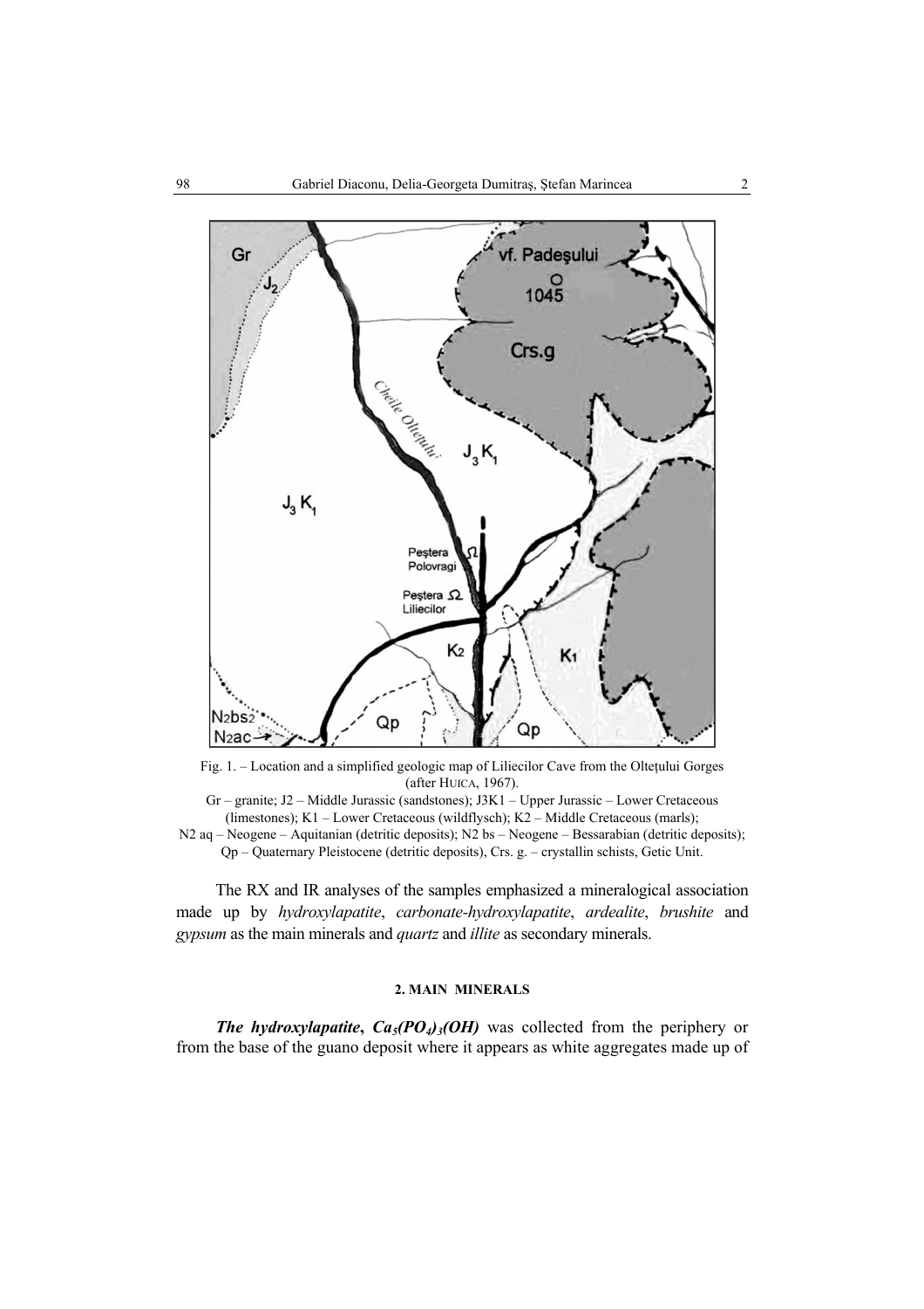Fig. 1. – Location and a simplified geologic map of Liliecilor Cave from the Oltețului Gorges (after HUICA, 1967).
Gr – granite; J2 – Middle Jurassic (sandstones); J3K1 – Upper Jurassic – Lower Cretaceous (limestones); K1 – Lower Cretaceous (wildflysch); K2 – Middle Cretaceous (marls); N2 aq – Neogene – Aquitanian (detritic deposits); N2 bs – Neogene – Bessarabian (detritic deposits); Qp – Quaternary Pleistocene (detritic deposits), Crs. g. – crystallin schists, Getic Unit.

The RX and IR analyses of the samples emphasized a mineralogical association made up by *hydroxylapatite*, *carbonate-hydroxylapatite*, *ardealite*, *brushite* and *gypsum* as the main minerals and *quartz* and *illite* as secondary minerals.

## 2. MAIN MINERALS

***The hydroxylapatite*, $Ca_5(PO_4)_3(OH)$** was collected from the periphery or from the base of the guano deposit where it appears as white aggregates made up of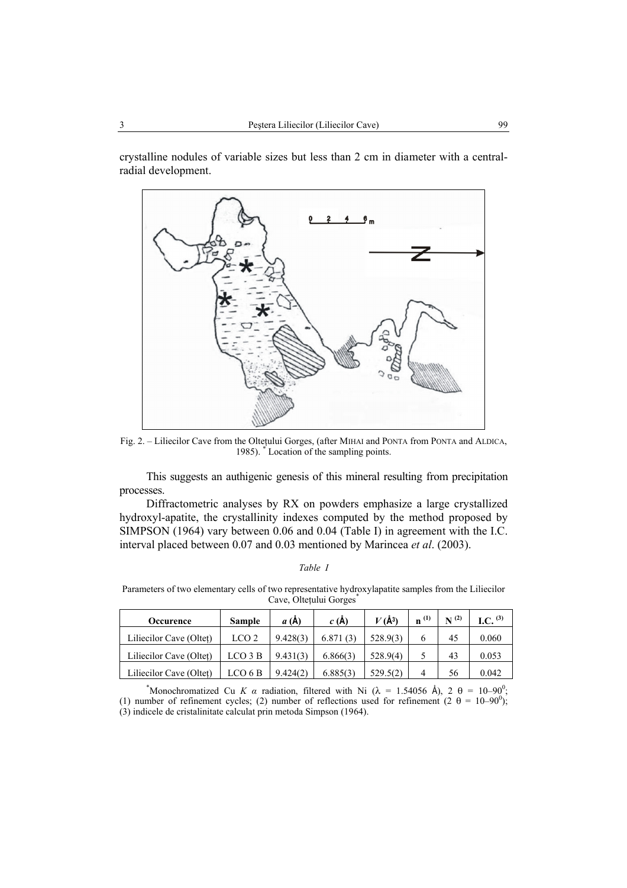crystalline nodules of variable sizes but less than 2 cm in diameter with a central-radial development.

Fig. 2. – Liliecilor Cave from the Olteţului Gorges, (after MIHAI and PONTA from PONTA and ALDICA, 1985). * Location of the sampling points.

This suggests an authigenic genesis of this mineral resulting from precipitation processes.

Diffractometric analyses by RX on powders emphasize a large crystallized hydroxyl-apatite, the crystallinity indexes computed by the method proposed by SIMPSON (1964) vary between 0.06 and 0.04 (Table I) in agreement with the I.C. interval placed between 0.07 and 0.03 mentioned by Marincea *et al*. (2003).

*Table I*

Parameters of two elementary cells of two representative hydroxylapatite samples from the Liliecilor Cave, Olteţului Gorges*

| Occurence | Sample | *a* (Å) | *c* (Å) | *V* (Å³) | n [1] | N [2] | I.C. [3] |
|---|---|---|---|---|---|---|---|
| Liliecilor Cave (Olteţ) | LCO 2 | 9.428(3) | 6.871 (3) | 528.9(3) | 6 | 45 | 0.060 |
| Liliecilor Cave (Olteţ) | LCO 3 B | 9.431(3) | 6.866(3) | 528.9(4) | 5 | 43 | 0.053 |
| Liliecilor Cave (Olteţ) | LCO 6 B | 9.424(2) | 6.885(3) | 529.5(2) | 4 | 56 | 0.042 |

*Monochromatized Cu *K α* radiation, filtered with Ni ($\lambda$ = 1.54056 Å), 2 $\theta$ = 10–90°; (1) number of refinement cycles; (2) number of reflections used for refinement (2 $\theta$ = 10–90°); (3) indicele de cristalinitate calculat prin metoda Simpson (1964).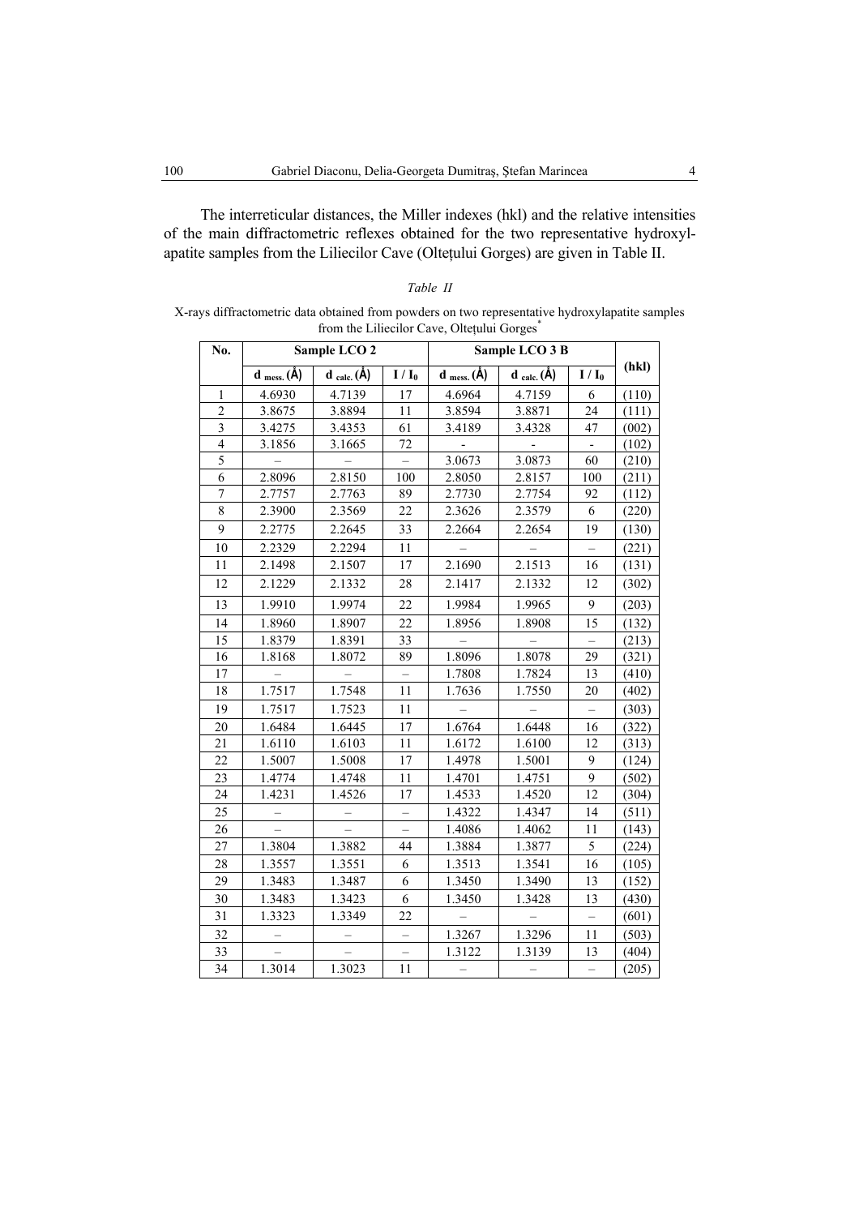The interreticular distances, the Miller indexes (hkl) and the relative intensities of the main diffractometric reflexes obtained for the two representative hydroxylapatite samples from the Liliecilor Cave (Olteţului Gorges) are given in Table II.

*Table II*

X-rays diffractometric data obtained from powders on two representative hydroxylapatite samples from the Liliecilor Cave, Olteţului Gorges*

| No. | Sample LCO 2 | | | Sample LCO 3 B | | | (hkl) |
|---|---|---|---|---|---|---|---|
| | $d_{mess.}$ (Å) | $d_{calc.}$ (Å) | $I / I_0$ | $d_{mess.}$ (Å) | $d_{calc.}$ (Å) | $I / I_0$ | |
| 1 | 4.6930 | 4.7139 | 17 | 4.6964 | 4.7159 | 6 | (110) |
| 2 | 3.8675 | 3.8894 | 11 | 3.8594 | 3.8871 | 24 | (111) |
| 3 | 3.4275 | 3.4353 | 61 | 3.4189 | 3.4328 | 47 | (002) |
| 4 | 3.1856 | 3.1665 | 72 | - | - | - | (102) |
| 5 | – | – | – | 3.0673 | 3.0873 | 60 | (210) |
| 6 | 2.8096 | 2.8150 | 100 | 2.8050 | 2.8157 | 100 | (211) |
| 7 | 2.7757 | 2.7763 | 89 | 2.7730 | 2.7754 | 92 | (112) |
| 8 | 2.3900 | 2.3569 | 22 | 2.3626 | 2.3579 | 6 | (220) |
| 9 | 2.2775 | 2.2645 | 33 | 2.2664 | 2.2654 | 19 | (130) |
| 10 | 2.2329 | 2.2294 | 11 | – | – | – | (221) |
| 11 | 2.1498 | 2.1507 | 17 | 2.1690 | 2.1513 | 16 | (131) |
| 12 | 2.1229 | 2.1332 | 28 | 2.1417 | 2.1332 | 12 | (302) |
| 13 | 1.9910 | 1.9974 | 22 | 1.9984 | 1.9965 | 9 | (203) |
| 14 | 1.8960 | 1.8907 | 22 | 1.8956 | 1.8908 | 15 | (132) |
| 15 | 1.8379 | 1.8391 | 33 | – | – | – | (213) |
| 16 | 1.8168 | 1.8072 | 89 | 1.8096 | 1.8078 | 29 | (321) |
| 17 | – | – | – | 1.7808 | 1.7824 | 13 | (410) |
| 18 | 1.7517 | 1.7548 | 11 | 1.7636 | 1.7550 | 20 | (402) |
| 19 | 1.7517 | 1.7523 | 11 | – | – | – | (303) |
| 20 | 1.6484 | 1.6445 | 17 | 1.6764 | 1.6448 | 16 | (322) |
| 21 | 1.6110 | 1.6103 | 11 | 1.6172 | 1.6100 | 12 | (313) |
| 22 | 1.5007 | 1.5008 | 17 | 1.4978 | 1.5001 | 9 | (124) |
| 23 | 1.4774 | 1.4748 | 11 | 1.4701 | 1.4751 | 9 | (502) |
| 24 | 1.4231 | 1.4526 | 17 | 1.4533 | 1.4520 | 12 | (304) |
| 25 | – | – | – | 1.4322 | 1.4347 | 14 | (511) |
| 26 | – | – | – | 1.4086 | 1.4062 | 11 | (143) |
| 27 | 1.3804 | 1.3882 | 44 | 1.3884 | 1.3877 | 5 | (224) |
| 28 | 1.3557 | 1.3551 | 6 | 1.3513 | 1.3541 | 16 | (105) |
| 29 | 1.3483 | 1.3487 | 6 | 1.3450 | 1.3490 | 13 | (152) |
| 30 | 1.3483 | 1.3423 | 6 | 1.3450 | 1.3428 | 13 | (430) |
| 31 | 1.3323 | 1.3349 | 22 | – | – | – | (601) |
| 32 | – | – | – | 1.3267 | 1.3296 | 11 | (503) |
| 33 | – | – | – | 1.3122 | 1.3139 | 13 | (404) |
| 34 | 1.3014 | 1.3023 | 11 | – | – | – | (205) |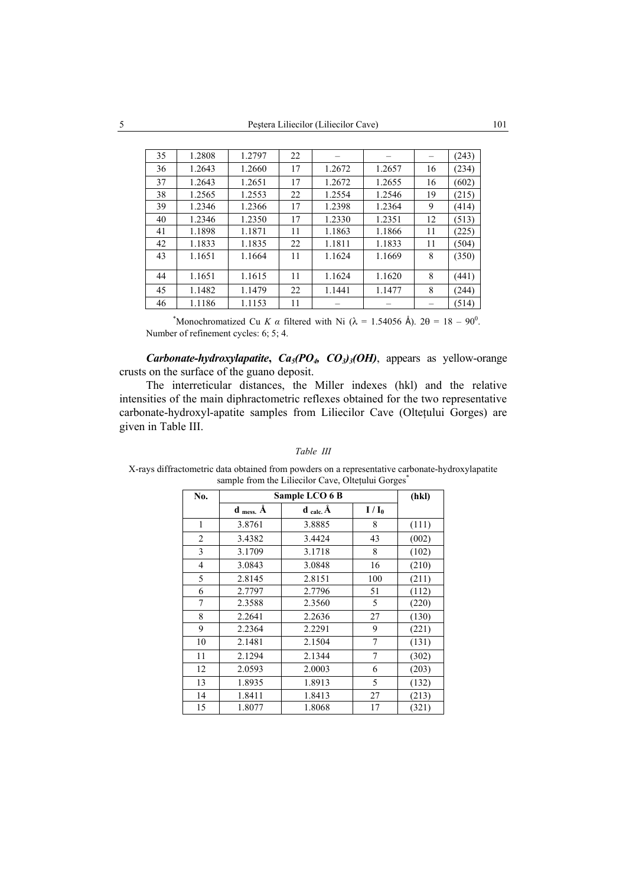| 35 | 1.2808 | 1.2797 | 22 | – | – | – | (243) |
|---|---|---|---|---|---|---|---|
| 36 | 1.2643 | 1.2660 | 17 | 1.2672 | 1.2657 | 16 | (234) |
| 37 | 1.2643 | 1.2651 | 17 | 1.2672 | 1.2655 | 16 | (602) |
| 38 | 1.2565 | 1.2553 | 22 | 1.2554 | 1.2546 | 19 | (215) |
| 39 | 1.2346 | 1.2366 | 17 | 1.2398 | 1.2364 | 9 | (414) |
| 40 | 1.2346 | 1.2350 | 17 | 1.2330 | 1.2351 | 12 | (513) |
| 41 | 1.1898 | 1.1871 | 11 | 1.1863 | 1.1866 | 11 | (225) |
| 42 | 1.1833 | 1.1835 | 22 | 1.1811 | 1.1833 | 11 | (504) |
| 43 | 1.1651 | 1.1664 | 11 | 1.1624 | 1.1669 | 8 | (350) |
| 44 | 1.1651 | 1.1615 | 11 | 1.1624 | 1.1620 | 8 | (441) |
| 45 | 1.1482 | 1.1479 | 22 | 1.1441 | 1.1477 | 8 | (244) |
| 46 | 1.1186 | 1.1153 | 11 | – | – | – | (514) |

*Monochromatized Cu $K\ \alpha$ filtered with Ni ($\lambda$ = 1.54056 Å). $2\theta = 18 - 90^0$. Number of refinement cycles: 6; 5; 4.

***Carbonate-hydroxylapatite, $Ca_5(PO_4, CO_3)_3(OH)$***, appears as yellow-orange crusts on the surface of the guano deposit.

The interreticular distances, the Miller indexes (hkl) and the relative intensities of the main diphractometric reflexes obtained for the two representative carbonate-hydroxyl-apatite samples from Liliecilor Cave (Olteţului Gorges) are given in Table III.

*Table III*

X-rays diffractometric data obtained from powders on a representative carbonate-hydroxylapatite sample from the Liliecilor Cave, Olteţului Gorges*

| No. | Sample LCO 6 B | | | (hkl) |
|---|---|---|---|---|
| | $d_{mess.}$ Å | $d_{calc.}$ Å | $I / I_0$ | |
| 1 | 3.8761 | 3.8885 | 8 | (111) |
| 2 | 3.4382 | 3.4424 | 43 | (002) |
| 3 | 3.1709 | 3.1718 | 8 | (102) |
| 4 | 3.0843 | 3.0848 | 16 | (210) |
| 5 | 2.8145 | 2.8151 | 100 | (211) |
| 6 | 2.7797 | 2.7796 | 51 | (112) |
| 7 | 2.3588 | 2.3560 | 5 | (220) |
| 8 | 2.2641 | 2.2636 | 27 | (130) |
| 9 | 2.2364 | 2.2291 | 9 | (221) |
| 10 | 2.1481 | 2.1504 | 7 | (131) |
| 11 | 2.1294 | 2.1344 | 7 | (302) |
| 12 | 2.0593 | 2.0003 | 6 | (203) |
| 13 | 1.8935 | 1.8913 | 5 | (132) |
| 14 | 1.8411 | 1.8413 | 27 | (213) |
| 15 | 1.8077 | 1.8068 | 17 | (321) |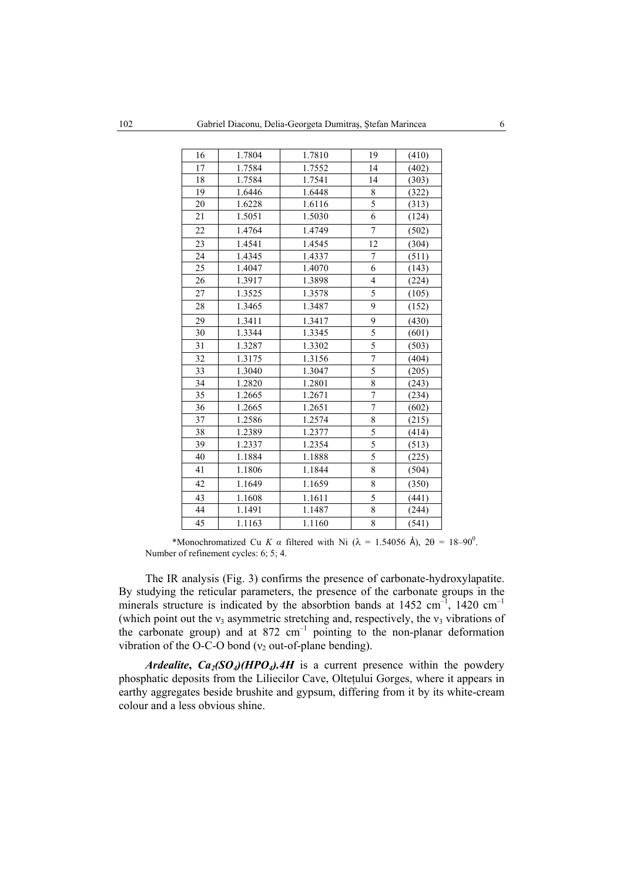| 16 | 1.7804 | 1.7810 | 19 | (410) |
|---|---|---|---|---|
| 17 | 1.7584 | 1.7552 | 14 | (402) |
| 18 | 1.7584 | 1.7541 | 14 | (303) |
| 19 | 1.6446 | 1.6448 | 8 | (322) |
| 20 | 1.6228 | 1.6116 | 5 | (313) |
| 21 | 1.5051 | 1.5030 | 6 | (124) |
| 22 | 1.4764 | 1.4749 | 7 | (502) |
| 23 | 1.4541 | 1.4545 | 12 | (304) |
| 24 | 1.4345 | 1.4337 | 7 | (511) |
| 25 | 1.4047 | 1.4070 | 6 | (143) |
| 26 | 1.3917 | 1.3898 | 4 | (224) |
| 27 | 1.3525 | 1.3578 | 5 | (105) |
| 28 | 1.3465 | 1.3487 | 9 | (152) |
| 29 | 1.3411 | 1.3417 | 9 | (430) |
| 30 | 1.3344 | 1.3345 | 5 | (601) |
| 31 | 1.3287 | 1.3302 | 5 | (503) |
| 32 | 1.3175 | 1.3156 | 7 | (404) |
| 33 | 1.3040 | 1.3047 | 5 | (205) |
| 34 | 1.2820 | 1.2801 | 8 | (243) |
| 35 | 1.2665 | 1.2671 | 7 | (234) |
| 36 | 1.2665 | 1.2651 | 7 | (602) |
| 37 | 1.2586 | 1.2574 | 8 | (215) |
| 38 | 1.2389 | 1.2377 | 5 | (414) |
| 39 | 1.2337 | 1.2354 | 5 | (513) |
| 40 | 1.1884 | 1.1888 | 5 | (225) |
| 41 | 1.1806 | 1.1844 | 8 | (504) |
| 42 | 1.1649 | 1.1659 | 8 | (350) |
| 43 | 1.1608 | 1.1611 | 5 | (441) |
| 44 | 1.1491 | 1.1487 | 8 | (244) |
| 45 | 1.1163 | 1.1160 | 8 | (541) |

*Monochromatized Cu $K\ \alpha$ filtered with Ni ($\lambda$ = 1.54056 Å), $2\theta$ = 18–90$^0$. Number of refinement cycles: 6; 5; 4.

The IR analysis (Fig. 3) confirms the presence of carbonate-hydroxylapatite. By studying the reticular parameters, the presence of the carbonate groups in the minerals structure is indicated by the absorbtion bands at 1452 cm$^{-1}$, 1420 cm$^{-1}$ (which point out the $\nu_3$ asymmetric stretching and, respectively, the $\nu_3$ vibrations of the carbonate group) and at 872 cm$^{-1}$ pointing to the non-planar deformation vibration of the O-C-O bond ($\nu_2$ out-of-plane bending).

***Ardealite*, $Ca_2(SO_4)(HPO_4).4H$** is a current presence within the powdery phosphatic deposits from the Liliecilor Cave, Olteţului Gorges, where it appears in earthy aggregates beside brushite and gypsum, differing from it by its white-cream colour and a less obvious shine.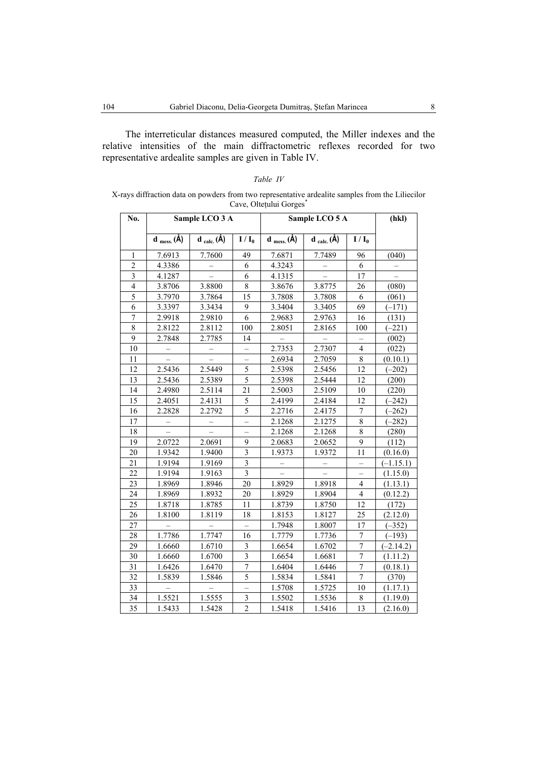The interreticular distances measured computed, the Miller indexes and the relative intensities of the main diffractometric reflexes recorded for two representative ardealite samples are given in Table IV.

*Table IV*

X-rays diffraction data on powders from two representative ardealite samples from the Liliecilor Cave, Olteţului Gorges*

| No. | Sample LCO 3 A | | | Sample LCO 5 A | | | (hkl) |
|---|---|---|---|---|---|---|---|
| | $d_{mess.}$ (Å) | $d_{calc.}$ (Å) | $I / I_0$ | $d_{mess.}$ (Å) | $d_{calc.}$ (Å) | $I / I_0$ | |
| 1 | 7.6913 | 7.7600 | 49 | 7.6871 | 7.7489 | 96 | (040) |
| 2 | 4.3386 | – | 6 | 4.3243 | – | 6 | – |
| 3 | 4.1287 | – | 6 | 4.1315 | – | 17 | – |
| 4 | 3.8706 | 3.8800 | 8 | 3.8676 | 3.8775 | 26 | (080) |
| 5 | 3.7970 | 3.7864 | 15 | 3.7808 | 3.7808 | 6 | (061) |
| 6 | 3.3397 | 3.3434 | 9 | 3.3404 | 3.3405 | 69 | (–171) |
| 7 | 2.9918 | 2.9810 | 6 | 2.9683 | 2.9763 | 16 | (131) |
| 8 | 2.8122 | 2.8112 | 100 | 2.8051 | 2.8165 | 100 | (–221) |
| 9 | 2.7848 | 2.7785 | 14 | – | – | – | (002) |
| 10 | – | – | – | 2.7353 | 2.7307 | 4 | (022) |
| 11 | – | – | – | 2.6934 | 2.7059 | 8 | (0.10.1) |
| 12 | 2.5436 | 2.5449 | 5 | 2.5398 | 2.5456 | 12 | (–202) |
| 13 | 2.5436 | 2.5389 | 5 | 2.5398 | 2.5444 | 12 | (200) |
| 14 | 2.4980 | 2.5114 | 21 | 2.5003 | 2.5109 | 10 | (220) |
| 15 | 2.4051 | 2.4131 | 5 | 2.4199 | 2.4184 | 12 | (–242) |
| 16 | 2.2828 | 2.2792 | 5 | 2.2716 | 2.4175 | 7 | (–262) |
| 17 | – | – | – | 2.1268 | 2.1275 | 8 | (–282) |
| 18 | – | – | – | 2.1268 | 2.1268 | 8 | (280) |
| 19 | 2.0722 | 2.0691 | 9 | 2.0683 | 2.0652 | 9 | (112) |
| 20 | 1.9342 | 1.9400 | 3 | 1.9373 | 1.9372 | 11 | (0.16.0) |
| 21 | 1.9194 | 1.9169 | 3 | – | – | – | (–1.15.1) |
| 22 | 1.9194 | 1.9163 | 3 | – | – | – | (1.15.0) |
| 23 | 1.8969 | 1.8946 | 20 | 1.8929 | 1.8918 | 4 | (1.13.1) |
| 24 | 1.8969 | 1.8932 | 20 | 1.8929 | 1.8904 | 4 | (0.12.2) |
| 25 | 1.8718 | 1.8785 | 11 | 1.8739 | 1.8750 | 12 | (172) |
| 26 | 1.8100 | 1.8119 | 18 | 1.8153 | 1.8127 | 25 | (2.12.0) |
| 27 | – | – | – | 1.7948 | 1.8007 | 17 | (–352) |
| 28 | 1.7786 | 1.7747 | 16 | 1.7779 | 1.7736 | 7 | (–193) |
| 29 | 1.6660 | 1.6710 | 3 | 1.6654 | 1.6702 | 7 | (–2.14.2) |
| 30 | 1.6660 | 1.6700 | 3 | 1.6654 | 1.6681 | 7 | (1.11.2) |
| 31 | 1.6426 | 1.6470 | 7 | 1.6404 | 1.6446 | 7 | (0.18.1) |
| 32 | 1.5839 | 1.5846 | 5 | 1.5834 | 1.5841 | 7 | (370) |
| 33 | – | – | – | 1.5708 | 1.5725 | 10 | (1.17.1) |
| 34 | 1.5521 | 1.5555 | 3 | 1.5502 | 1.5536 | 8 | (1.19.0) |
| 35 | 1.5433 | 1.5428 | 2 | 1.5418 | 1.5416 | 13 | (2.16.0) |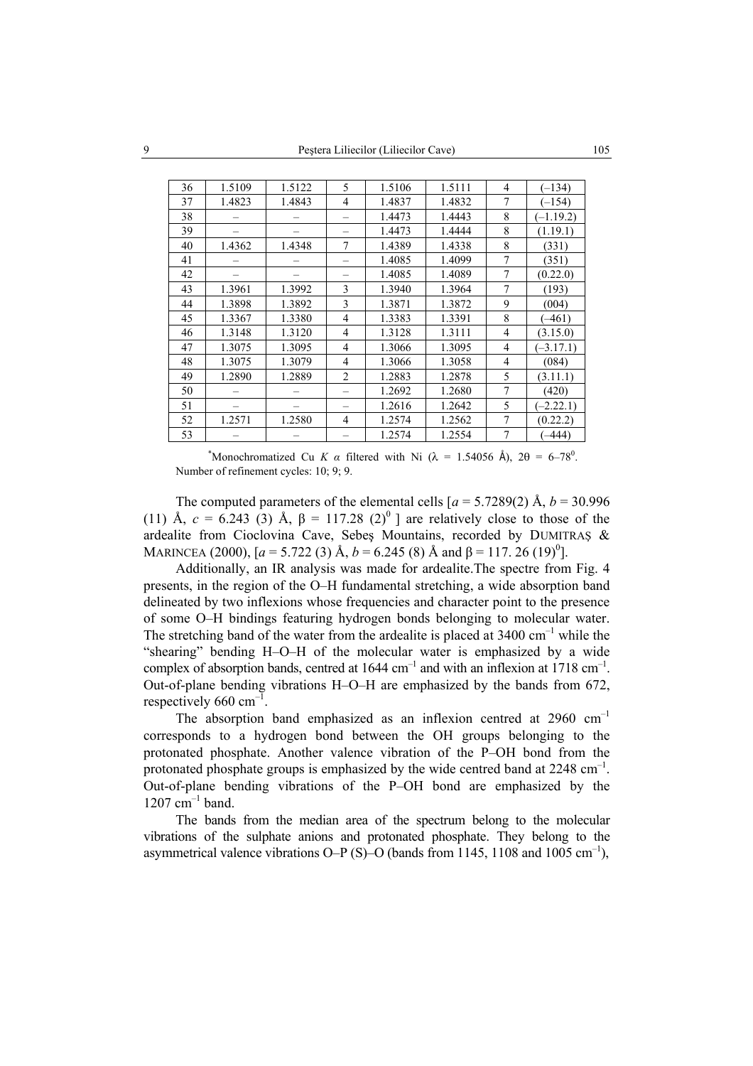| 36 | 1.5109 | 1.5122 | 5 | 1.5106 | 1.5111 | 4 | (–134) |
|---|---|---|---|---|---|---|---|
| 37 | 1.4823 | 1.4843 | 4 | 1.4837 | 1.4832 | 7 | (–154) |
| 38 | – | – | – | 1.4473 | 1.4443 | 8 | (–1.19.2) |
| 39 | – | – | – | 1.4473 | 1.4444 | 8 | (1.19.1) |
| 40 | 1.4362 | 1.4348 | 7 | 1.4389 | 1.4338 | 8 | (331) |
| 41 | – | – | – | 1.4085 | 1.4099 | 7 | (351) |
| 42 | – | – | – | 1.4085 | 1.4089 | 7 | (0.22.0) |
| 43 | 1.3961 | 1.3992 | 3 | 1.3940 | 1.3964 | 7 | (193) |
| 44 | 1.3898 | 1.3892 | 3 | 1.3871 | 1.3872 | 9 | (004) |
| 45 | 1.3367 | 1.3380 | 4 | 1.3383 | 1.3391 | 8 | (–461) |
| 46 | 1.3148 | 1.3120 | 4 | 1.3128 | 1.3111 | 4 | (3.15.0) |
| 47 | 1.3075 | 1.3095 | 4 | 1.3066 | 1.3095 | 4 | (–3.17.1) |
| 48 | 1.3075 | 1.3079 | 4 | 1.3066 | 1.3058 | 4 | (084) |
| 49 | 1.2890 | 1.2889 | 2 | 1.2883 | 1.2878 | 5 | (3.11.1) |
| 50 | – | – | – | 1.2692 | 1.2680 | 7 | (420) |
| 51 | – | – | – | 1.2616 | 1.2642 | 5 | (–2.22.1) |
| 52 | 1.2571 | 1.2580 | 4 | 1.2574 | 1.2562 | 7 | (0.22.2) |
| 53 | – | – | – | 1.2574 | 1.2554 | 7 | (–444) |

*Monochromatized Cu *K α* filtered with Ni ($\lambda$ = 1.54056 Å), $2\theta$ = 6–78°. Number of refinement cycles: 10; 9; 9.

The computed parameters of the elemental cells [$a$ = 5.7289(2) Å, $b$ = 30.996 (11) Å, $c$ = 6.243 (3) Å, $\beta$ = 117.28 (2)$^0$ ] are relatively close to those of the ardealite from Cioclovina Cave, Sebeş Mountains, recorded by DUMITRAŞ & MARINCEA (2000), [$a$ = 5.722 (3) Å, $b$ = 6.245 (8) Å and $\beta$ = 117. 26 (19)$^0$].

Additionally, an IR analysis was made for ardealite.The spectre from Fig. 4 presents, in the region of the O–H fundamental stretching, a wide absorption band delineated by two inflexions whose frequencies and character point to the presence of some O–H bindings featuring hydrogen bonds belonging to molecular water. The stretching band of the water from the ardealite is placed at 3400 cm$^{-1}$ while the "shearing" bending H–O–H of the molecular water is emphasized by a wide complex of absorption bands, centred at 1644 cm$^{-1}$ and with an inflexion at 1718 cm$^{-1}$. Out-of-plane bending vibrations H–O–H are emphasized by the bands from 672, respectively 660 cm$^{-1}$.

The absorption band emphasized as an inflexion centred at 2960 cm$^{-1}$ corresponds to a hydrogen bond between the OH groups belonging to the protonated phosphate. Another valence vibration of the P–OH bond from the protonated phosphate groups is emphasized by the wide centred band at 2248 cm$^{-1}$. Out-of-plane bending vibrations of the P–OH bond are emphasized by the 1207 cm$^{-1}$ band.

The bands from the median area of the spectrum belong to the molecular vibrations of the sulphate anions and protonated phosphate. They belong to the asymmetrical valence vibrations O–P (S)–O (bands from 1145, 1108 and 1005 cm$^{-1}$),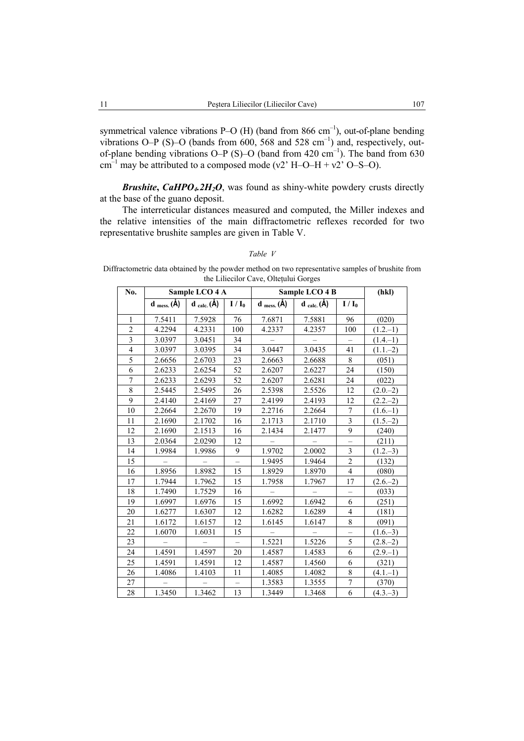symmetrical valence vibrations P–O (H) (band from 866 $cm^{-1}$), out-of-plane bending vibrations O–P (S)–O (bands from 600, 568 and 528 $cm^{-1}$) and, respectively, out-of-plane bending vibrations O–P (S)–O (band from 420 $cm^{-1}$). The band from 630 $cm^{-1}$ may be attributed to a composed mode (ν2' H–O–H + ν2' O–S–O).

***Brushite*, $CaHPO_4.2H_2O$**, was found as shiny-white powdery crusts directly at the base of the guano deposit.

The interreticular distances measured and computed, the Miller indexes and the relative intensities of the main diffractometric reflexes recorded for two representative brushite samples are given in Table V.

*Table V*

Diffractometric data obtained by the powder method on two representative samples of brushite from the Liliecilor Cave, Olteţului Gorges

| No. | Sample LCO 4 A | | | Sample LCO 4 B | | | (hkl) |
|---|---|---|---|---|---|---|---|
| | $d_{mess.}$ (Å) | $d_{calc.}$ (Å) | $I / I_0$ | $d_{mess.}$ (Å) | $d_{calc.}$ (Å) | $I / I_0$ | |
| 1 | 7.5411 | 7.5928 | 76 | 7.6871 | 7.5881 | 96 | (020) |
| 2 | 4.2294 | 4.2331 | 100 | 4.2337 | 4.2357 | 100 | (1.2.–1) |
| 3 | 3.0397 | 3.0451 | 34 | – | – | – | (1.4.–1) |
| 4 | 3.0397 | 3.0395 | 34 | 3.0447 | 3.0435 | 41 | (1.1.–2) |
| 5 | 2.6656 | 2.6703 | 23 | 2.6663 | 2.6688 | 8 | (051) |
| 6 | 2.6233 | 2.6254 | 52 | 2.6207 | 2.6227 | 24 | (150) |
| 7 | 2.6233 | 2.6293 | 52 | 2.6207 | 2.6281 | 24 | (022) |
| 8 | 2.5445 | 2.5495 | 26 | 2.5398 | 2.5526 | 12 | (2.0.–2) |
| 9 | 2.4140 | 2.4169 | 27 | 2.4199 | 2.4193 | 12 | (2.2.–2) |
| 10 | 2.2664 | 2.2670 | 19 | 2.2716 | 2.2664 | 7 | (1.6.–1) |
| 11 | 2.1690 | 2.1702 | 16 | 2.1713 | 2.1710 | 3 | (1.5.–2) |
| 12 | 2.1690 | 2.1513 | 16 | 2.1434 | 2.1477 | 9 | (240) |
| 13 | 2.0364 | 2.0290 | 12 | – | – | – | (211) |
| 14 | 1.9984 | 1.9986 | 9 | 1.9702 | 2.0002 | 3 | (1.2.–3) |
| 15 | – | – | – | 1.9495 | 1.9464 | 2 | (132) |
| 16 | 1.8956 | 1.8982 | 15 | 1.8929 | 1.8970 | 4 | (080) |
| 17 | 1.7944 | 1.7962 | 15 | 1.7958 | 1.7967 | 17 | (2.6.–2) |
| 18 | 1.7490 | 1.7529 | 16 | – | – | – | (033) |
| 19 | 1.6997 | 1.6976 | 15 | 1.6992 | 1.6942 | 6 | (251) |
| 20 | 1.6277 | 1.6307 | 12 | 1.6282 | 1.6289 | 4 | (181) |
| 21 | 1.6172 | 1.6157 | 12 | 1.6145 | 1.6147 | 8 | (091) |
| 22 | 1.6070 | 1.6031 | 15 | – | – | – | (1.6.–3) |
| 23 | – | – | – | 1.5221 | 1.5226 | 5 | (2.8.–2) |
| 24 | 1.4591 | 1.4597 | 20 | 1.4587 | 1.4583 | 6 | (2.9.–1) |
| 25 | 1.4591 | 1.4591 | 12 | 1.4587 | 1.4560 | 6 | (321) |
| 26 | 1.4086 | 1.4103 | 11 | 1.4085 | 1.4082 | 8 | (4.1.–1) |
| 27 | – | – | – | 1.3583 | 1.3555 | 7 | (370) |
| 28 | 1.3450 | 1.3462 | 13 | 1.3449 | 1.3468 | 6 | (4.3.–3) |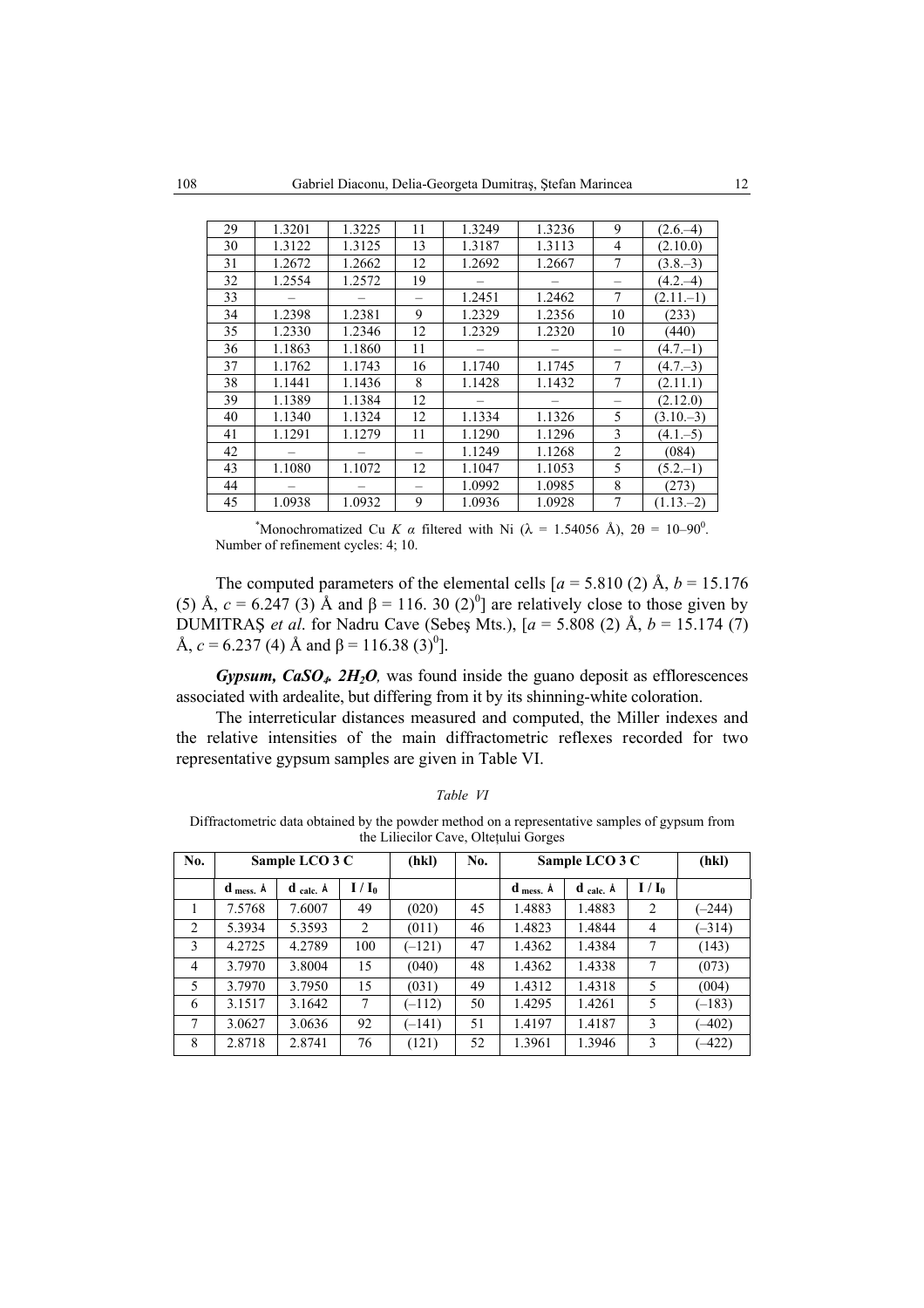| 29 | 1.3201 | 1.3225 | 11 | 1.3249 | 1.3236 | 9 | (2.6.–4) |
|---|---|---|---|---|---|---|---|
| 30 | 1.3122 | 1.3125 | 13 | 1.3187 | 1.3113 | 4 | (2.10.0) |
| 31 | 1.2672 | 1.2662 | 12 | 1.2692 | 1.2667 | 7 | (3.8.–3) |
| 32 | 1.2554 | 1.2572 | 19 | – | – | – | (4.2.–4) |
| 33 | – | – | – | 1.2451 | 1.2462 | 7 | (2.11.–1) |
| 34 | 1.2398 | 1.2381 | 9 | 1.2329 | 1.2356 | 10 | (233) |
| 35 | 1.2330 | 1.2346 | 12 | 1.2329 | 1.2320 | 10 | (440) |
| 36 | 1.1863 | 1.1860 | 11 | – | – | – | (4.7.–1) |
| 37 | 1.1762 | 1.1743 | 16 | 1.1740 | 1.1745 | 7 | (4.7.–3) |
| 38 | 1.1441 | 1.1436 | 8 | 1.1428 | 1.1432 | 7 | (2.11.1) |
| 39 | 1.1389 | 1.1384 | 12 | – | – | – | (2.12.0) |
| 40 | 1.1340 | 1.1324 | 12 | 1.1334 | 1.1326 | 5 | (3.10.–3) |
| 41 | 1.1291 | 1.1279 | 11 | 1.1290 | 1.1296 | 3 | (4.1.–5) |
| 42 | – | – | – | 1.1249 | 1.1268 | 2 | (084) |
| 43 | 1.1080 | 1.1072 | 12 | 1.1047 | 1.1053 | 5 | (5.2.–1) |
| 44 | – | – | – | 1.0992 | 1.0985 | 8 | (273) |
| 45 | 1.0938 | 1.0932 | 9 | 1.0936 | 1.0928 | 7 | (1.13.–2) |

*Monochromatized Cu $K\ \alpha$ filtered with Ni ($\lambda$ = 1.54056 Å), $2\theta$ = 10–90$^0$. Number of refinement cycles: 4; 10.

The computed parameters of the elemental cells [$a$ = 5.810 (2) Å, $b$ = 15.176 (5) Å, $c$ = 6.247 (3) Å and $\beta$ = 116. 30 (2)$^0$] are relatively close to those given by DUMITRAŞ *et al*. for Nadru Cave (Sebeş Mts.), [$a$ = 5.808 (2) Å, $b$ = 15.174 (7) Å, $c$ = 6.237 (4) Å and $\beta$ = 116.38 (3)$^0$].

***Gypsum, $CaSO_4 \cdot 2H_2O$,*** was found inside the guano deposit as efflorescences associated with ardealite, but differing from it by its shinning-white coloration.

The interreticular distances measured and computed, the Miller indexes and the relative intensities of the main diffractometric reflexes recorded for two representative gypsum samples are given in Table VI.

*Table VI*

Diffractometric data obtained by the powder method on a representative samples of gypsum from the Liliecilor Cave, Olteţului Gorges

| No. | Sample LCO 3 C | | | (hkl) | No. | Sample LCO 3 C | | | (hkl) |
|---|---|---|---|---|---|---|---|---|---|
| | $d_{mess.}$ Å | $d_{calc.}$ Å | $I / I_0$ | | | $d_{mess.}$ Å | $d_{calc.}$ Å | $I / I_0$ | |
| 1 | 7.5768 | 7.6007 | 49 | (020) | 45 | 1.4883 | 1.4883 | 2 | (–244) |
| 2 | 5.3934 | 5.3593 | 2 | (011) | 46 | 1.4823 | 1.4844 | 4 | (–314) |
| 3 | 4.2725 | 4.2789 | 100 | (–121) | 47 | 1.4362 | 1.4384 | 7 | (143) |
| 4 | 3.7970 | 3.8004 | 15 | (040) | 48 | 1.4362 | 1.4338 | 7 | (073) |
| 5 | 3.7970 | 3.7950 | 15 | (031) | 49 | 1.4312 | 1.4318 | 5 | (004) |
| 6 | 3.1517 | 3.1642 | 7 | (–112) | 50 | 1.4295 | 1.4261 | 5 | (–183) |
| 7 | 3.0627 | 3.0636 | 92 | (–141) | 51 | 1.4197 | 1.4187 | 3 | (–402) |
| 8 | 2.8718 | 2.8741 | 76 | (121) | 52 | 1.3961 | 1.3946 | 3 | (–422) |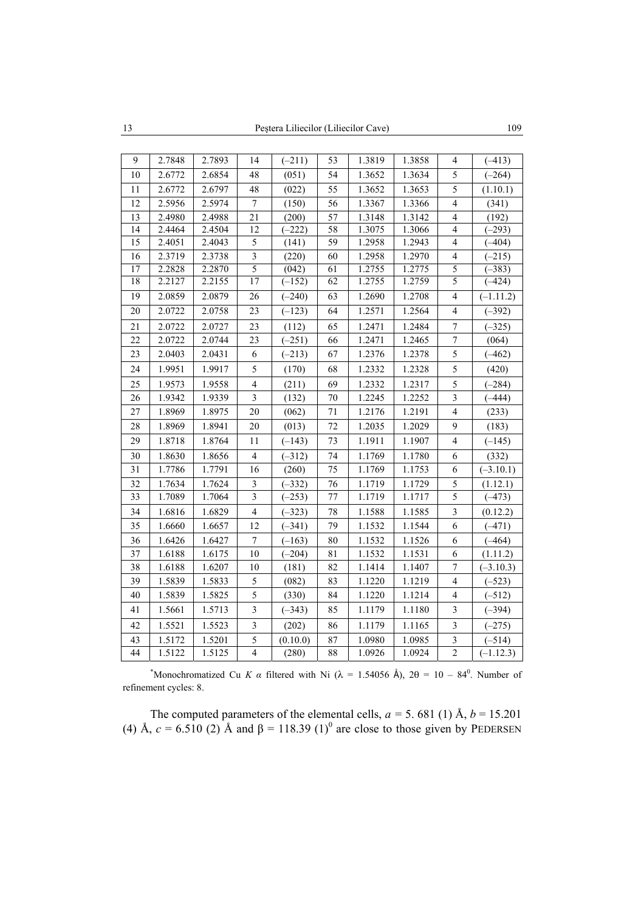| 9 | 2.7848 | 2.7893 | 14 | (–211) | 53 | 1.3819 | 1.3858 | 4 | (–413) |
|---|---|---|---|---|---|---|---|---|---|
| 10 | 2.6772 | 2.6854 | 48 | (051) | 54 | 1.3652 | 1.3634 | 5 | (–264) |
| 11 | 2.6772 | 2.6797 | 48 | (022) | 55 | 1.3652 | 1.3653 | 5 | (1.10.1) |
| 12 | 2.5956 | 2.5974 | 7 | (150) | 56 | 1.3367 | 1.3366 | 4 | (341) |
| 13 | 2.4980 | 2.4988 | 21 | (200) | 57 | 1.3148 | 1.3142 | 4 | (192) |
| 14 | 2.4464 | 2.4504 | 12 | (–222) | 58 | 1.3075 | 1.3066 | 4 | (–293) |
| 15 | 2.4051 | 2.4043 | 5 | (141) | 59 | 1.2958 | 1.2943 | 4 | (–404) |
| 16 | 2.3719 | 2.3738 | 3 | (220) | 60 | 1.2958 | 1.2970 | 4 | (–215) |
| 17 | 2.2828 | 2.2870 | 5 | (042) | 61 | 1.2755 | 1.2775 | 5 | (–383) |
| 18 | 2.2127 | 2.2155 | 17 | (–152) | 62 | 1.2755 | 1.2759 | 5 | (–424) |
| 19 | 2.0859 | 2.0879 | 26 | (–240) | 63 | 1.2690 | 1.2708 | 4 | (–1.11.2) |
| 20 | 2.0722 | 2.0758 | 23 | (–123) | 64 | 1.2571 | 1.2564 | 4 | (–392) |
| 21 | 2.0722 | 2.0727 | 23 | (112) | 65 | 1.2471 | 1.2484 | 7 | (–325) |
| 22 | 2.0722 | 2.0744 | 23 | (–251) | 66 | 1.2471 | 1.2465 | 7 | (064) |
| 23 | 2.0403 | 2.0431 | 6 | (–213) | 67 | 1.2376 | 1.2378 | 5 | (–462) |
| 24 | 1.9951 | 1.9917 | 5 | (170) | 68 | 1.2332 | 1.2328 | 5 | (420) |
| 25 | 1.9573 | 1.9558 | 4 | (211) | 69 | 1.2332 | 1.2317 | 5 | (–284) |
| 26 | 1.9342 | 1.9339 | 3 | (132) | 70 | 1.2245 | 1.2252 | 3 | (–444) |
| 27 | 1.8969 | 1.8975 | 20 | (062) | 71 | 1.2176 | 1.2191 | 4 | (233) |
| 28 | 1.8969 | 1.8941 | 20 | (013) | 72 | 1.2035 | 1.2029 | 9 | (183) |
| 29 | 1.8718 | 1.8764 | 11 | (–143) | 73 | 1.1911 | 1.1907 | 4 | (–145) |
| 30 | 1.8630 | 1.8656 | 4 | (–312) | 74 | 1.1769 | 1.1780 | 6 | (332) |
| 31 | 1.7786 | 1.7791 | 16 | (260) | 75 | 1.1769 | 1.1753 | 6 | (–3.10.1) |
| 32 | 1.7634 | 1.7624 | 3 | (–332) | 76 | 1.1719 | 1.1729 | 5 | (1.12.1) |
| 33 | 1.7089 | 1.7064 | 3 | (–253) | 77 | 1.1719 | 1.1717 | 5 | (–473) |
| 34 | 1.6816 | 1.6829 | 4 | (–323) | 78 | 1.1588 | 1.1585 | 3 | (0.12.2) |
| 35 | 1.6660 | 1.6657 | 12 | (–341) | 79 | 1.1532 | 1.1544 | 6 | (–471) |
| 36 | 1.6426 | 1.6427 | 7 | (–163) | 80 | 1.1532 | 1.1526 | 6 | (–464) |
| 37 | 1.6188 | 1.6175 | 10 | (–204) | 81 | 1.1532 | 1.1531 | 6 | (1.11.2) |
| 38 | 1.6188 | 1.6207 | 10 | (181) | 82 | 1.1414 | 1.1407 | 7 | (–3.10.3) |
| 39 | 1.5839 | 1.5833 | 5 | (082) | 83 | 1.1220 | 1.1219 | 4 | (–523) |
| 40 | 1.5839 | 1.5825 | 5 | (330) | 84 | 1.1220 | 1.1214 | 4 | (–512) |
| 41 | 1.5661 | 1.5713 | 3 | (–343) | 85 | 1.1179 | 1.1180 | 3 | (–394) |
| 42 | 1.5521 | 1.5523 | 3 | (202) | 86 | 1.1179 | 1.1165 | 3 | (–275) |
| 43 | 1.5172 | 1.5201 | 5 | (0.10.0) | 87 | 1.0980 | 1.0985 | 3 | (–514) |
| 44 | 1.5122 | 1.5125 | 4 | (280) | 88 | 1.0926 | 1.0924 | 2 | (–1.12.3) |

*Monochromatized Cu *K α* filtered with Ni ($\lambda$ = 1.54056 Å), $2\theta = 10 - 84^0$. Number of refinement cycles: 8.

The computed parameters of the elemental cells, $a$ = 5. 681 (1) Å, $b$ = 15.201 (4) Å, $c$ = 6.510 (2) Å and $\beta = 118.39\ (1)^0$ are close to those given by PEDERSEN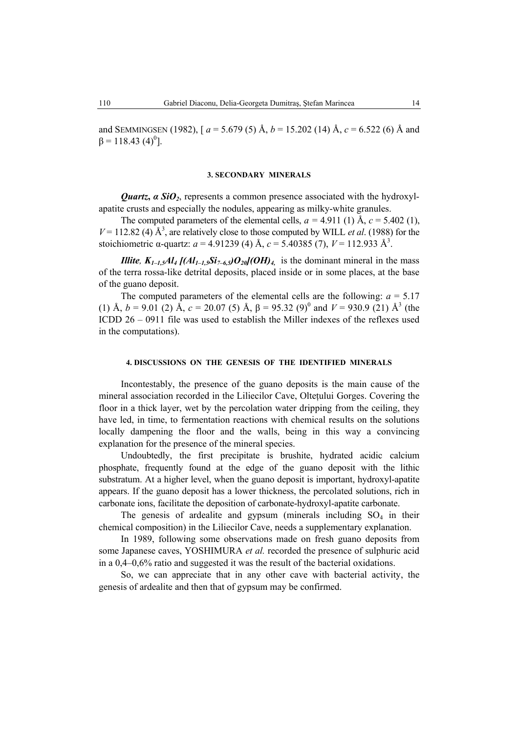and SEMMINGSEN (1982), [ $a$ = 5.679 (5) Å, $b$ = 15.202 (14) Å, $c$ = 6.522 (6) Å and $\beta$ = 118.43 (4)$^0$].

### 3. SECONDARY MINERALS

***Quartz, α $SiO_2$***, represents a common presence associated with the hydroxyl-apatite crusts and especially the nodules, appearing as milky-white granules.

The computed parameters of the elemental cells, $a$ = 4.911 (1) Å, $c$ = 5.402 (1), $V$ = 112.82 (4) Å$^3$, are relatively close to those computed by WILL *et al*. (1988) for the stoichiometric α-quartz: $a$ = 4.91239 (4) Å, $c$ = 5.40385 (7), $V$ = 112.933 Å$^3$.

***Illite, $K_{1–1,5}Al_4$ [$(Al_{1–1,5}Si_{7–6,5})O_{20}$]$(OH)_4$,*** is the dominant mineral in the mass of the terra rossa-like detrital deposits, placed inside or in some places, at the base of the guano deposit.

The computed parameters of the elemental cells are the following: $a$ = 5.17 (1) Å, $b$ = 9.01 (2) Å, $c$ = 20.07 (5) Å, $\beta$ = 95.32 (9)$^0$ and $V$ = 930.9 (21) Å$^3$ (the ICDD 26 – 0911 file was used to establish the Miller indexes of the reflexes used in the computations).

### 4. DISCUSSIONS ON THE GENESIS OF THE IDENTIFIED MINERALS

Incontestably, the presence of the guano deposits is the main cause of the mineral association recorded in the Liliecilor Cave, Olteţului Gorges. Covering the floor in a thick layer, wet by the percolation water dripping from the ceiling, they have led, in time, to fermentation reactions with chemical results on the solutions locally dampening the floor and the walls, being in this way a convincing explanation for the presence of the mineral species.

Undoubtedly, the first precipitate is brushite, hydrated acidic calcium phosphate, frequently found at the edge of the guano deposit with the lithic substratum. At a higher level, when the guano deposit is important, hydroxyl-apatite appears. If the guano deposit has a lower thickness, the percolated solutions, rich in carbonate ions, facilitate the deposition of carbonate-hydroxyl-apatite carbonate.

The genesis of ardealite and gypsum (minerals including $SO_4$ in their chemical composition) in the Liliecilor Cave, needs a supplementary explanation.

In 1989, following some observations made on fresh guano deposits from some Japanese caves, YOSHIMURA *et al.* recorded the presence of sulphuric acid in a 0,4–0,6% ratio and suggested it was the result of the bacterial oxidations.

So, we can appreciate that in any other cave with bacterial activity, the genesis of ardealite and then that of gypsum may be confirmed.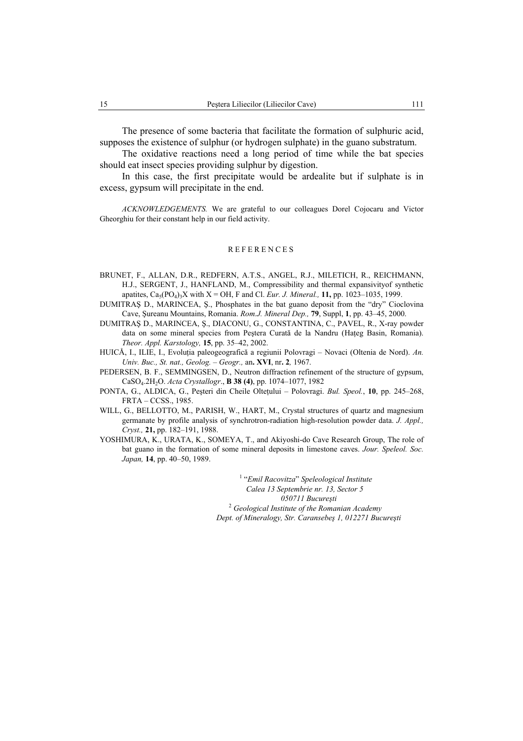The presence of some bacteria that facilitate the formation of sulphuric acid, supposes the existence of sulphur (or hydrogen sulphate) in the guano substratum.

The oxidative reactions need a long period of time while the bat species should eat insect species providing sulphur by digestion.

In this case, the first precipitate would be ardealite but if sulphate is in excess, gypsum will precipitate in the end.

*ACKNOWLEDGEMENTS.* We are grateful to our colleagues Dorel Cojocaru and Victor Gheorghiu for their constant help in our field activity.

## REFERENCES

BRUNET, F., ALLAN, D.R., REDFERN, A.T.S., ANGEL, R.J., MILETICH, R., REICHMANN, H.J., SERGENT, J., HANFLAND, M., Compressibility and thermal expansivityof synthetic apatites, $Ca_5(PO_4)_3X$ with X = OH, F and Cl. *Eur. J. Mineral.,* **11,** pp. 1023–1035, 1999.

DUMITRAŞ D., MARINCEA, Ş., Phosphates in the bat guano deposit from the "dry" Cioclovina Cave, Şureanu Mountains, Romania. *Rom.J. Mineral Dep.,* **79**, Suppl, **1**, pp. 43–45, 2000.

DUMITRAŞ D., MARINCEA, Ş., DIACONU, G., CONSTANTINA, C., PAVEL, R., X-ray powder data on some mineral species from Peştera Curată de la Nandru (Haţeg Basin, Romania). *Theor. Appl. Karstology,* **15**, pp. 35–42, 2002.

HUICĂ, I., ILIE, I., Evoluţia paleogeografică a regiunii Polovragi – Novaci (Oltenia de Nord). *An. Univ. Buc., St. nat., Geolog. – Geogr.,* an**. XVI**, nr**. 2***,* 1967.

PEDERSEN, B. F., SEMMINGSEN, D., Neutron diffraction refinement of the structure of gypsum, $CaSO_4.2H_2O$. *Acta Crystallogr*., **B 38 (4)**, pp. 1074–1077, 1982

PONTA, G., ALDICA, G., Peşteri din Cheile Olteţului – Polovragi. *Bul. Speol.*, **10**, pp. 245–268, FRTA – CCSS., 1985.

WILL, G., BELLOTTO, M., PARISH, W., HART, M., Crystal structures of quartz and magnesium germanate by profile analysis of synchrotron-radiation high-resolution powder data. *J. Appl., Cryst.,* **21,** pp. 182–191, 1988.

YOSHIMURA, K., URATA, K., SOMEYA, T., and Akiyoshi-do Cave Research Group, The role of bat guano in the formation of some mineral deposits in limestone caves. *Jour. Speleol. Soc. Japan,* **14**, pp. 40–50, 1989.

[1] "*Emil Racovitza*" *Speleological Institute*
*Calea 13 Septembrie nr. 13, Sector 5*
*050711 Bucureşti*
[2] *Geological Institute of the Romanian Academy*
*Dept. of Mineralogy, Str. Caransebeş 1, 012271 Bucureşti*